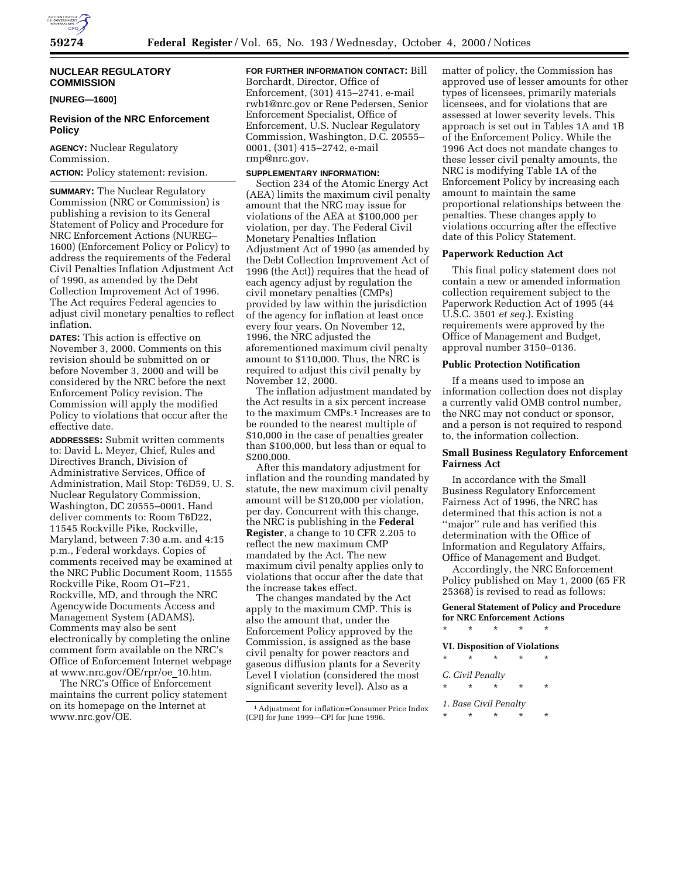# NUCLEAR REGULATORY COMMISSION

**[NUREG—1600]**

## Revision of the NRC Enforcement Policy

**AGENCY:** Nuclear Regulatory Commission.

**ACTION:** Policy statement: revision.

**SUMMARY:** The Nuclear Regulatory Commission (NRC or Commission) is publishing a revision to its General Statement of Policy and Procedure for NRC Enforcement Actions (NUREG–1600) (Enforcement Policy or Policy) to address the requirements of the Federal Civil Penalties Inflation Adjustment Act of 1990, as amended by the Debt Collection Improvement Act of 1996. The Act requires Federal agencies to adjust civil monetary penalties to reflect inflation.

**DATES:** This action is effective on November 3, 2000. Comments on this revision should be submitted on or before November 3, 2000 and will be considered by the NRC before the next Enforcement Policy revision. The Commission will apply the modified Policy to violations that occur after the effective date.

**ADDRESSES:** Submit written comments to: David L. Meyer, Chief, Rules and Directives Branch, Division of Administrative Services, Office of Administration, Mail Stop: T6D59, U. S. Nuclear Regulatory Commission, Washington, DC 20555–0001. Hand deliver comments to: Room T6D22, 11545 Rockville Pike, Rockville, Maryland, between 7:30 a.m. and 4:15 p.m., Federal workdays. Copies of comments received may be examined at the NRC Public Document Room, 11555 Rockville Pike, Room O1–F21, Rockville, MD, and through the NRC Agencywide Documents Access and Management System (ADAMS). Comments may also be sent electronically by completing the online comment form available on the NRC's Office of Enforcement Internet webpage at www.nrc.gov/OE/rpr/oe_10.htm.

The NRC's Office of Enforcement maintains the current policy statement on its homepage on the Internet at www.nrc.gov/OE.

**FOR FURTHER INFORMATION CONTACT:** Bill Borchardt, Director, Office of Enforcement, (301) 415–2741, e-mail rwb1@nrc.gov or Rene Pedersen, Senior Enforcement Specialist, Office of Enforcement, U.S. Nuclear Regulatory Commission, Washington, D.C. 20555–0001, (301) 415–2742, e-mail rmp@nrc.gov.

**SUPPLEMENTARY INFORMATION:**

Section 234 of the Atomic Energy Act (AEA) limits the maximum civil penalty amount that the NRC may issue for violations of the AEA at $100,000 per violation, per day. The Federal Civil Monetary Penalties Inflation Adjustment Act of 1990 (as amended by the Debt Collection Improvement Act of 1996 (the Act)) requires that the head of each agency adjust by regulation the civil monetary penalties (CMPs) provided by law within the jurisdiction of the agency for inflation at least once every four years. On November 12, 1996, the NRC adjusted the aforementioned maximum civil penalty amount to $110,000. Thus, the NRC is required to adjust this civil penalty by November 12, 2000.

The inflation adjustment mandated by the Act results in a six percent increase to the maximum CMPs.[1] Increases are to be rounded to the nearest multiple of $10,000 in the case of penalties greater than $100,000, but less than or equal to $200,000.

After this mandatory adjustment for inflation and the rounding mandated by statute, the new maximum civil penalty amount will be $120,000 per violation, per day. Concurrent with this change, the NRC is publishing in the **Federal Register**, a change to 10 CFR 2.205 to reflect the new maximum CMP mandated by the Act. The new maximum civil penalty applies only to violations that occur after the date that the increase takes effect.

The changes mandated by the Act apply to the maximum CMP. This is also the amount that, under the Enforcement Policy approved by the Commission, is assigned as the base civil penalty for power reactors and gaseous diffusion plants for a Severity Level I violation (considered the most significant severity level). Also as a matter of policy, the Commission has approved use of lesser amounts for other types of licensees, primarily materials licensees, and for violations that are assessed at lower severity levels. This approach is set out in Tables 1A and 1B of the Enforcement Policy. While the 1996 Act does not mandate changes to these lesser civil penalty amounts, the NRC is modifying Table 1A of the Enforcement Policy by increasing each amount to maintain the same proportional relationships between the penalties. These changes apply to violations occurring after the effective date of this Policy Statement.

[1] Adjustment for inflation=Consumer Price Index (CPI) for June 1999—CPI for June 1996.

### Paperwork Reduction Act

This final policy statement does not contain a new or amended information collection requirement subject to the Paperwork Reduction Act of 1995 (44 U.S.C. 3501 *et seq.*). Existing requirements were approved by the Office of Management and Budget, approval number 3150–0136.

### Public Protection Notification

If a means used to impose an information collection does not display a currently valid OMB control number, the NRC may not conduct or sponsor, and a person is not required to respond to, the information collection.

### Small Business Regulatory Enforcement Fairness Act

In accordance with the Small Business Regulatory Enforcement Fairness Act of 1996, the NRC has determined that this action is not a ''major'' rule and has verified this determination with the Office of Information and Regulatory Affairs, Office of Management and Budget.

Accordingly, the NRC Enforcement Policy published on May 1, 2000 (65 FR 25368) is revised to read as follows:

**General Statement of Policy and Procedure for NRC Enforcement Actions**

\* \* \* \* \*

**VI. Disposition of Violations**

\* \* \* \* \*

*C. Civil Penalty*

\* \* \* \* \*

*1. Base Civil Penalty*

\* \* \* \* \*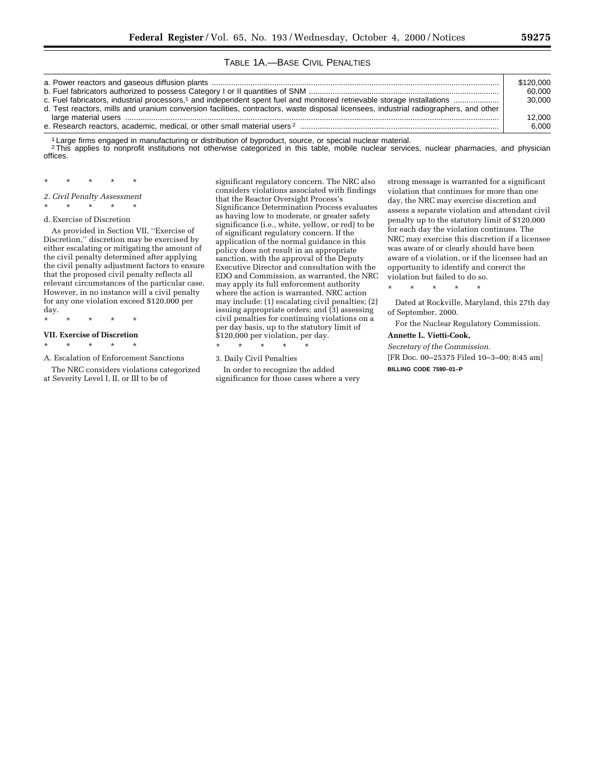TABLE 1A.—BASE CIVIL PENALTIES

| | |
|---|---|
| a. Power reactors and gaseous diffusion plants | $120,000 |
| b. Fuel fabricators authorized to possess Category I or II quantities of SNM | 60,000 |
| c. Fuel fabricators, industrial processors,[1] and independent spent fuel and monitored retrievable storage installations | 30,000 |
| d. Test reactors, mills and uranium conversion facilities, contractors, waste disposal licensees, industrial radiographers, and other large material users | 12,000 |
| e. Research reactors, academic, medical, or other small material users[2] | 6,000 |

[1] Large firms engaged in manufacturing or distribution of byproduct, source, or special nuclear material.

[2] This applies to nonprofit institutions not otherwise categorized in this table, mobile nuclear services, nuclear pharmacies, and physician offices.

\* \* \* \* \*

*2. Civil Penalty Assessment*

\* \* \* \* \*

d. Exercise of Discretion

As provided in Section VII, "Exercise of Discretion," discretion may be exercised by either escalating or mitigating the amount of the civil penalty determined after applying the civil penalty adjustment factors to ensure that the proposed civil penalty reflects all relevant circumstances of the particular case. However, in no instance will a civil penalty for any one violation exceed $120,000 per day.

\* \* \* \* \*

**VII. Exercise of Discretion**

\* \* \* \* \*

A. Escalation of Enforcement Sanctions

The NRC considers violations categorized at Severity Level I, II, or III to be of significant regulatory concern. The NRC also considers violations associated with findings that the Reactor Oversight Process's Significance Determination Process evaluates as having low to moderate, or greater safety significance (i.e., white, yellow, or red) to be of significant regulatory concern. If the application of the normal guidance in this policy does not result in an appropriate sanction, with the approval of the Deputy Executive Director and consultation with the EDO and Commission, as warranted, the NRC may apply its full enforcement authority where the action is warranted. NRC action may include: (1) escalating civil penalties; (2) issuing appropriate orders; and (3) assessing civil penalties for continuing violations on a per day basis, up to the statutory limit of $120,000 per violation, per day.

\* \* \* \* \*

3. Daily Civil Penalties

In order to recognize the added significance for those cases where a very strong message is warranted for a significant violation that continues for more than one day, the NRC may exercise discretion and assess a separate violation and attendant civil penalty up to the statutory limit of $120,000 for each day the violation continues. The NRC may exercise this discretion if a licensee was aware of or clearly should have been aware of a violation, or if the licensee had an opportunity to identify and corerct the violation but failed to do so.

\* \* \* \* \*

Dated at Rockville, Maryland, this 27th day of September, 2000.

For the Nuclear Regulatory Commission.

**Annette L. Vietti-Cook,**

*Secretary of the Commission.*

[FR Doc. 00–25375 Filed 10–3–00; 8:45 am]

BILLING CODE 7590–01–P